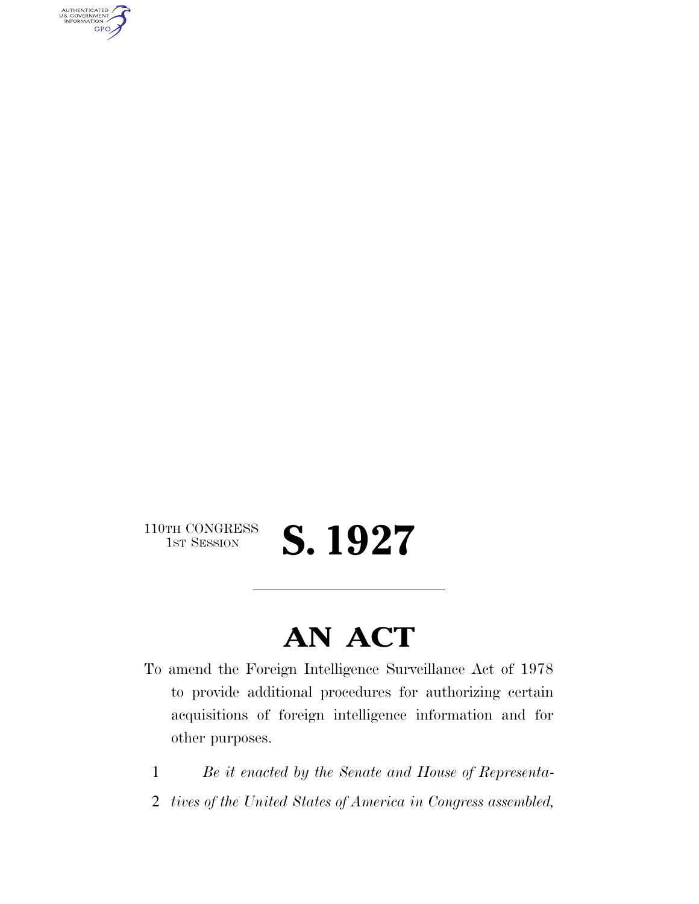110TH CONGRESS
1ST SESSION

# S. 1927

---

# AN ACT

To amend the Foreign Intelligence Surveillance Act of 1978 to provide additional procedures for authorizing certain acquisitions of foreign intelligence information and for other purposes.

1 *Be it enacted by the Senate and House of Representa-*
2 *tives of the United States of America in Congress assembled,*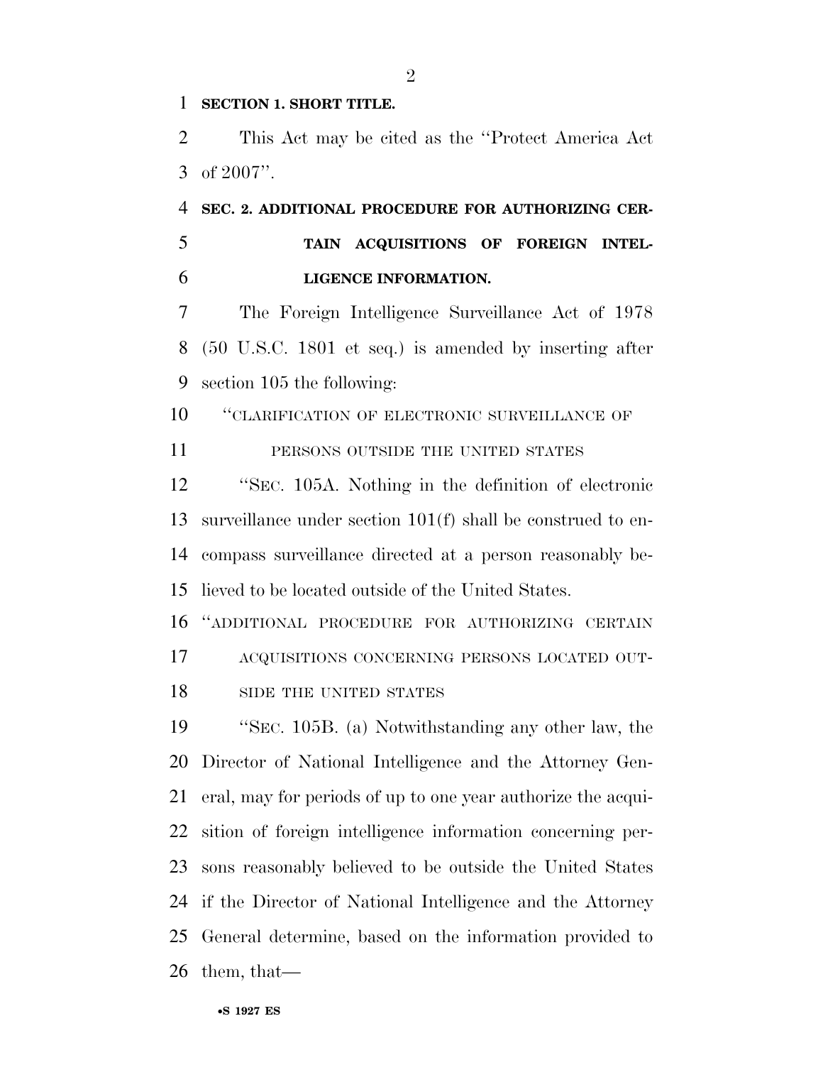**SECTION 1. SHORT TITLE.**

This Act may be cited as the ''Protect America Act of 2007''.

**SEC. 2. ADDITIONAL PROCEDURE FOR AUTHORIZING CERTAIN ACQUISITIONS OF FOREIGN INTELLIGENCE INFORMATION.**

The Foreign Intelligence Surveillance Act of 1978 (50 U.S.C. 1801 et seq.) is amended by inserting after section 105 the following:

''CLARIFICATION OF ELECTRONIC SURVEILLANCE OF PERSONS OUTSIDE THE UNITED STATES

''SEC. 105A. Nothing in the definition of electronic surveillance under section 101(f) shall be construed to encompass surveillance directed at a person reasonably believed to be located outside of the United States.

''ADDITIONAL PROCEDURE FOR AUTHORIZING CERTAIN ACQUISITIONS CONCERNING PERSONS LOCATED OUTSIDE THE UNITED STATES

''SEC. 105B. (a) Notwithstanding any other law, the Director of National Intelligence and the Attorney General, may for periods of up to one year authorize the acquisition of foreign intelligence information concerning persons reasonably believed to be outside the United States if the Director of National Intelligence and the Attorney General determine, based on the information provided to them, that—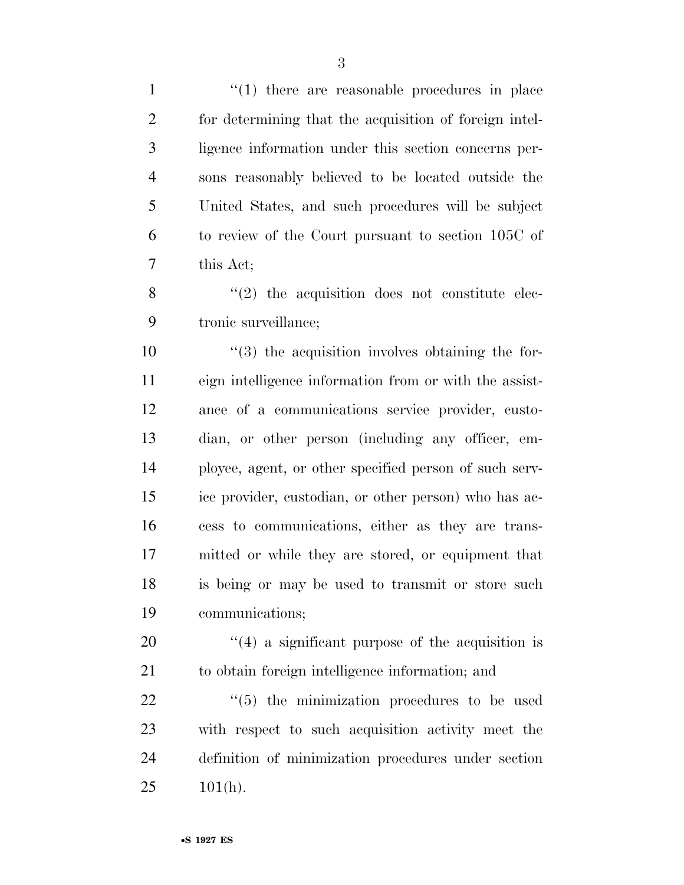"(1) there are reasonable procedures in place for determining that the acquisition of foreign intelligence information under this section concerns persons reasonably believed to be located outside the United States, and such procedures will be subject to review of the Court pursuant to section 105C of this Act;

"(2) the acquisition does not constitute electronic surveillance;

"(3) the acquisition involves obtaining the foreign intelligence information from or with the assistance of a communications service provider, custodian, or other person (including any officer, employee, agent, or other specified person of such service provider, custodian, or other person) who has access to communications, either as they are transmitted or while they are stored, or equipment that is being or may be used to transmit or store such communications;

"(4) a significant purpose of the acquisition is to obtain foreign intelligence information; and

"(5) the minimization procedures to be used with respect to such acquisition activity meet the definition of minimization procedures under section 101(h).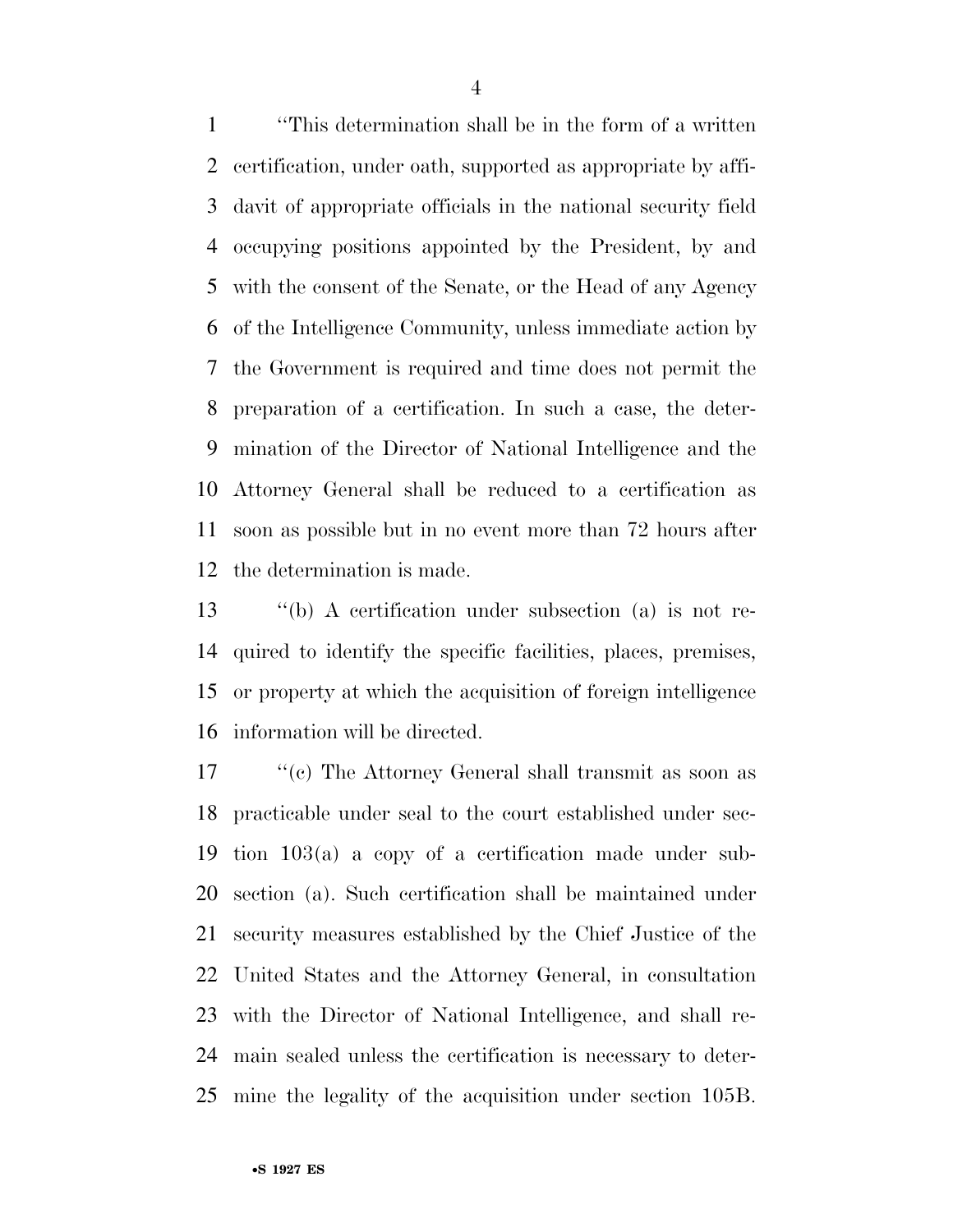"This determination shall be in the form of a written certification, under oath, supported as appropriate by affidavit of appropriate officials in the national security field occupying positions appointed by the President, by and with the consent of the Senate, or the Head of any Agency of the Intelligence Community, unless immediate action by the Government is required and time does not permit the preparation of a certification. In such a case, the determination of the Director of National Intelligence and the Attorney General shall be reduced to a certification as soon as possible but in no event more than 72 hours after the determination is made.

"(b) A certification under subsection (a) is not required to identify the specific facilities, places, premises, or property at which the acquisition of foreign intelligence information will be directed.

"(c) The Attorney General shall transmit as soon as practicable under seal to the court established under section 103(a) a copy of a certification made under subsection (a). Such certification shall be maintained under security measures established by the Chief Justice of the United States and the Attorney General, in consultation with the Director of National Intelligence, and shall remain sealed unless the certification is necessary to determine the legality of the acquisition under section 105B.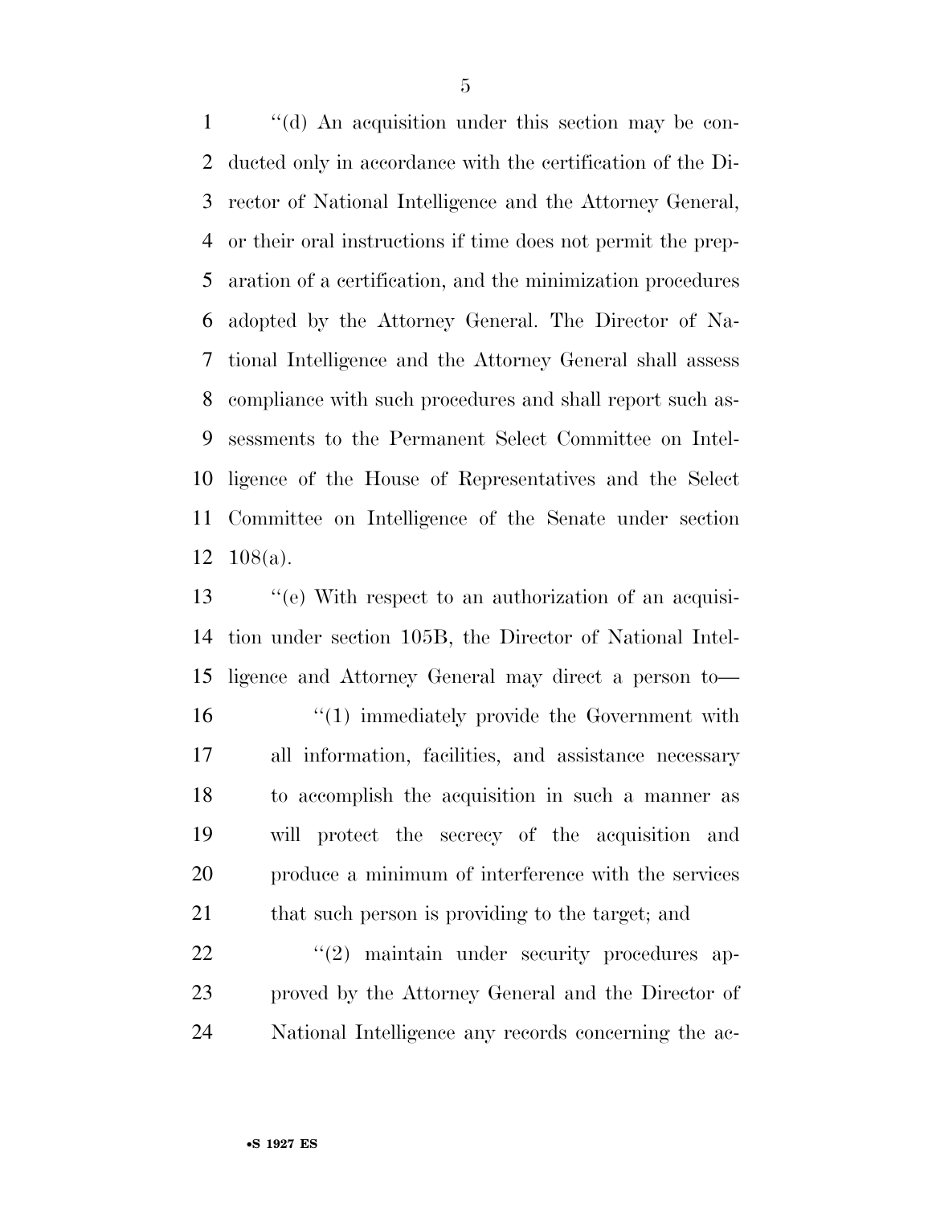''(d) An acquisition under this section may be conducted only in accordance with the certification of the Director of National Intelligence and the Attorney General, or their oral instructions if time does not permit the preparation of a certification, and the minimization procedures adopted by the Attorney General. The Director of National Intelligence and the Attorney General shall assess compliance with such procedures and shall report such assessments to the Permanent Select Committee on Intelligence of the House of Representatives and the Select Committee on Intelligence of the Senate under section 108(a).

''(e) With respect to an authorization of an acquisition under section 105B, the Director of National Intelligence and Attorney General may direct a person to—

''(1) immediately provide the Government with all information, facilities, and assistance necessary to accomplish the acquisition in such a manner as will protect the secrecy of the acquisition and produce a minimum of interference with the services that such person is providing to the target; and

''(2) maintain under security procedures approved by the Attorney General and the Director of National Intelligence any records concerning the ac-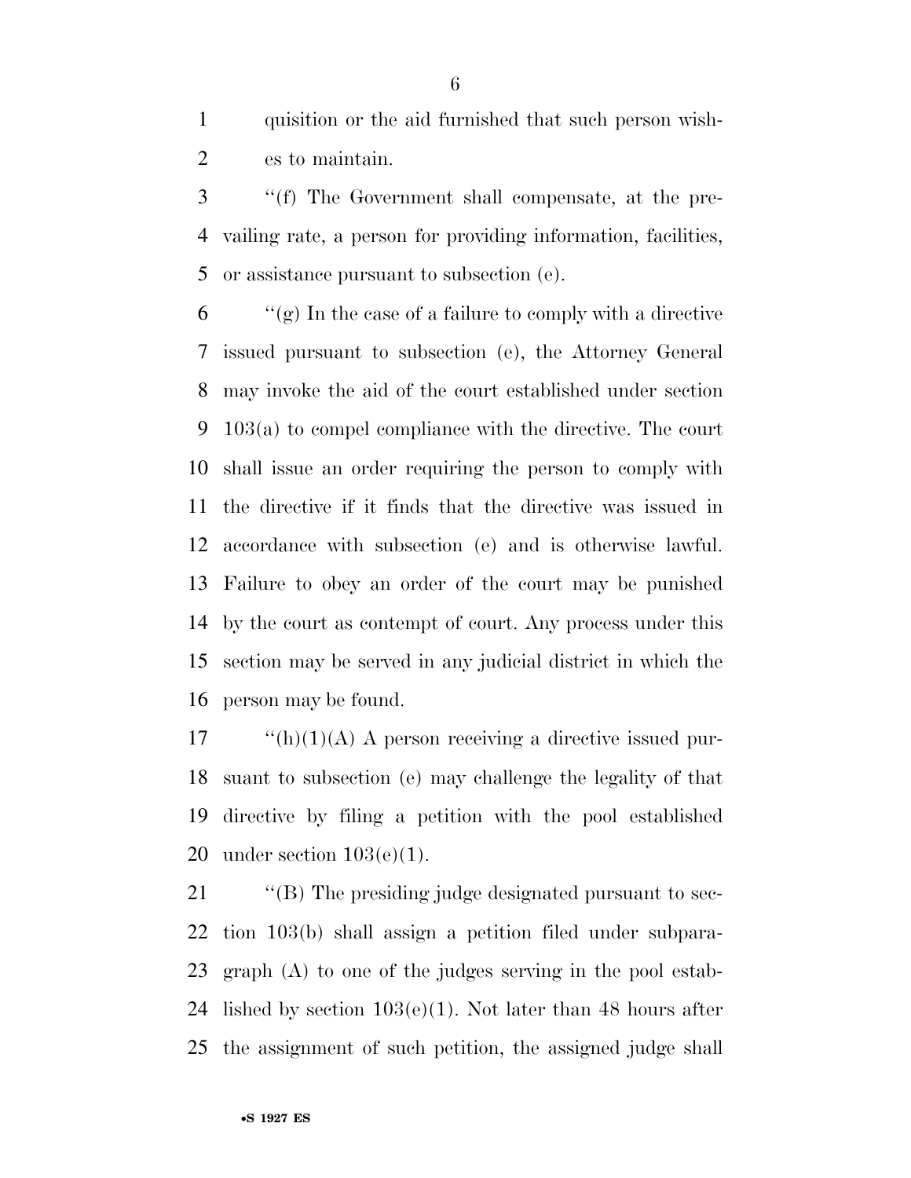quisition or the aid furnished that such person wishes to maintain.

''(f) The Government shall compensate, at the prevailing rate, a person for providing information, facilities, or assistance pursuant to subsection (e).

''(g) In the case of a failure to comply with a directive issued pursuant to subsection (e), the Attorney General may invoke the aid of the court established under section 103(a) to compel compliance with the directive. The court shall issue an order requiring the person to comply with the directive if it finds that the directive was issued in accordance with subsection (e) and is otherwise lawful. Failure to obey an order of the court may be punished by the court as contempt of court. Any process under this section may be served in any judicial district in which the person may be found.

''(h)(1)(A) A person receiving a directive issued pursuant to subsection (e) may challenge the legality of that directive by filing a petition with the pool established under section 103(e)(1).

''(B) The presiding judge designated pursuant to section 103(b) shall assign a petition filed under subparagraph (A) to one of the judges serving in the pool established by section 103(e)(1). Not later than 48 hours after the assignment of such petition, the assigned judge shall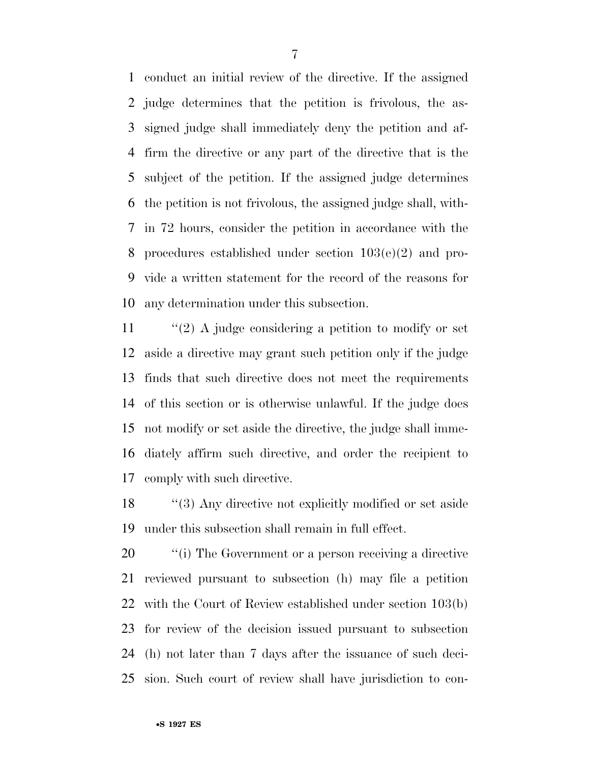conduct an initial review of the directive. If the assigned judge determines that the petition is frivolous, the assigned judge shall immediately deny the petition and affirm the directive or any part of the directive that is the subject of the petition. If the assigned judge determines the petition is not frivolous, the assigned judge shall, within 72 hours, consider the petition in accordance with the procedures established under section 103(e)(2) and provide a written statement for the record of the reasons for any determination under this subsection.

"(2) A judge considering a petition to modify or set aside a directive may grant such petition only if the judge finds that such directive does not meet the requirements of this section or is otherwise unlawful. If the judge does not modify or set aside the directive, the judge shall immediately affirm such directive, and order the recipient to comply with such directive.

"(3) Any directive not explicitly modified or set aside under this subsection shall remain in full effect.

"(i) The Government or a person receiving a directive reviewed pursuant to subsection (h) may file a petition with the Court of Review established under section 103(b) for review of the decision issued pursuant to subsection (h) not later than 7 days after the issuance of such decision. Such court of review shall have jurisdiction to con-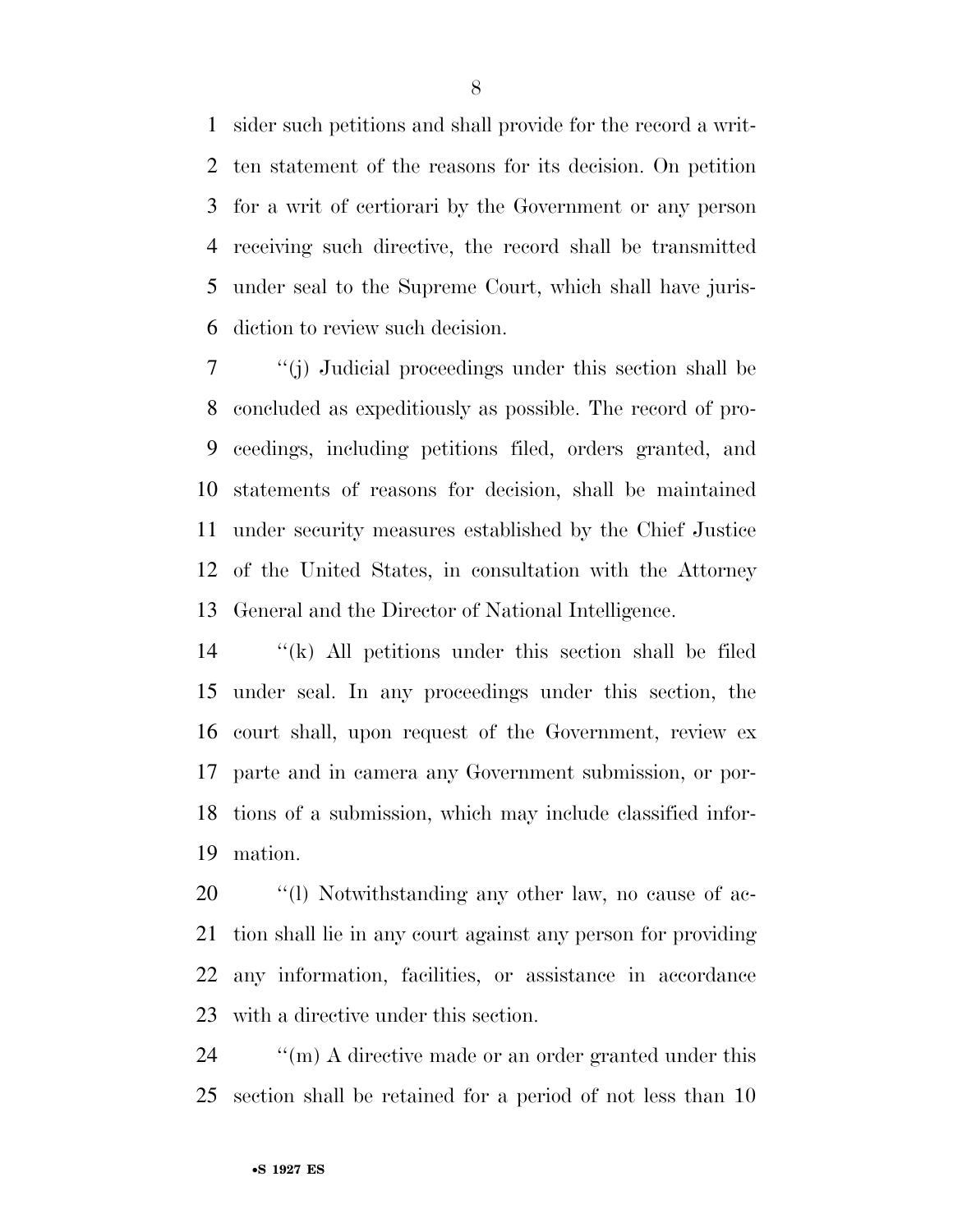sider such petitions and shall provide for the record a written statement of the reasons for its decision. On petition for a writ of certiorari by the Government or any person receiving such directive, the record shall be transmitted under seal to the Supreme Court, which shall have jurisdiction to review such decision.

''(j) Judicial proceedings under this section shall be concluded as expeditiously as possible. The record of proceedings, including petitions filed, orders granted, and statements of reasons for decision, shall be maintained under security measures established by the Chief Justice of the United States, in consultation with the Attorney General and the Director of National Intelligence.

''(k) All petitions under this section shall be filed under seal. In any proceedings under this section, the court shall, upon request of the Government, review ex parte and in camera any Government submission, or portions of a submission, which may include classified information.

''(l) Notwithstanding any other law, no cause of action shall lie in any court against any person for providing any information, facilities, or assistance in accordance with a directive under this section.

''(m) A directive made or an order granted under this section shall be retained for a period of not less than 10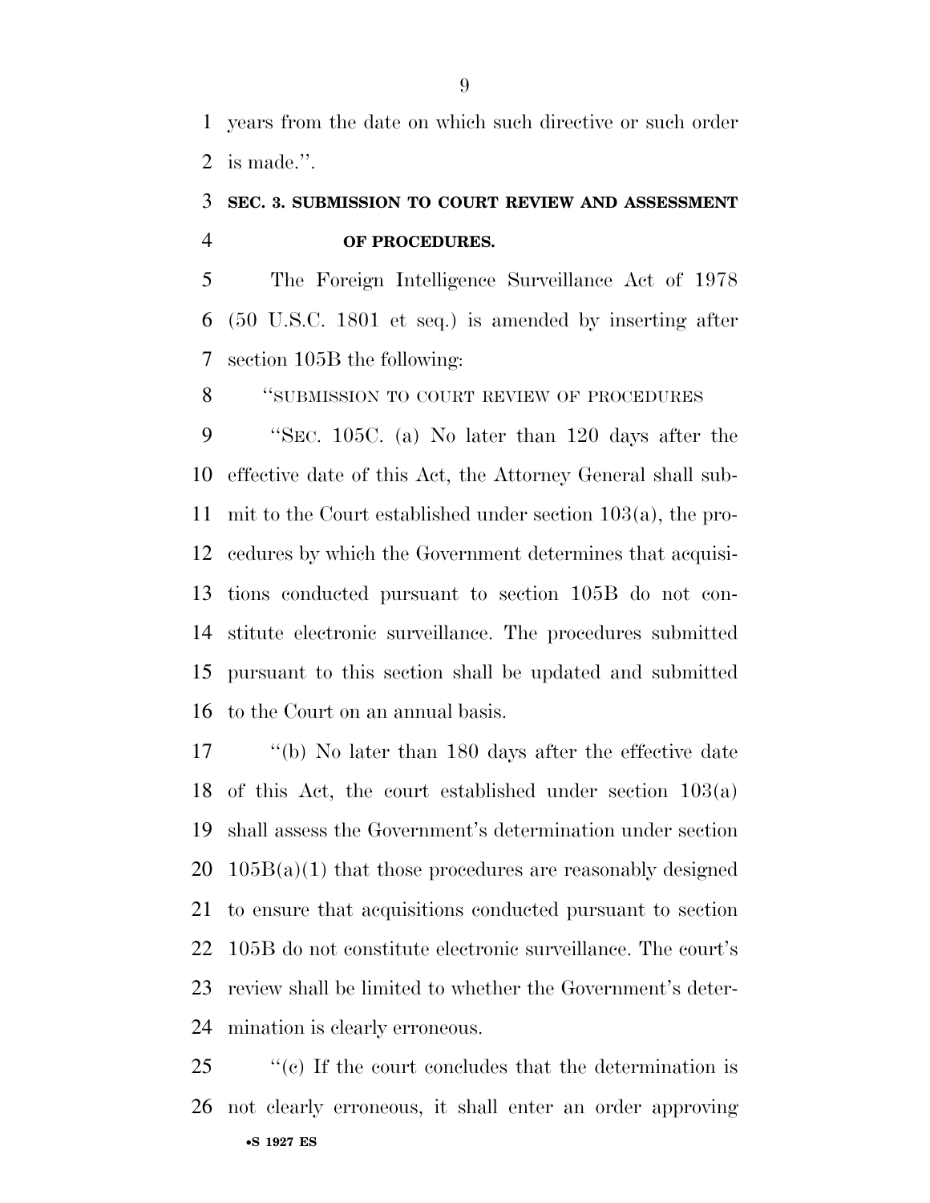years from the date on which such directive or such order is made.''.

**SEC. 3. SUBMISSION TO COURT REVIEW AND ASSESSMENT OF PROCEDURES.**

The Foreign Intelligence Surveillance Act of 1978 (50 U.S.C. 1801 et seq.) is amended by inserting after section 105B the following:

''SUBMISSION TO COURT REVIEW OF PROCEDURES

''SEC. 105C. (a) No later than 120 days after the effective date of this Act, the Attorney General shall submit to the Court established under section 103(a), the procedures by which the Government determines that acquisitions conducted pursuant to section 105B do not constitute electronic surveillance. The procedures submitted pursuant to this section shall be updated and submitted to the Court on an annual basis.

''(b) No later than 180 days after the effective date of this Act, the court established under section 103(a) shall assess the Government's determination under section 105B(a)(1) that those procedures are reasonably designed to ensure that acquisitions conducted pursuant to section 105B do not constitute electronic surveillance. The court's review shall be limited to whether the Government's determination is clearly erroneous.

''(c) If the court concludes that the determination is not clearly erroneous, it shall enter an order approving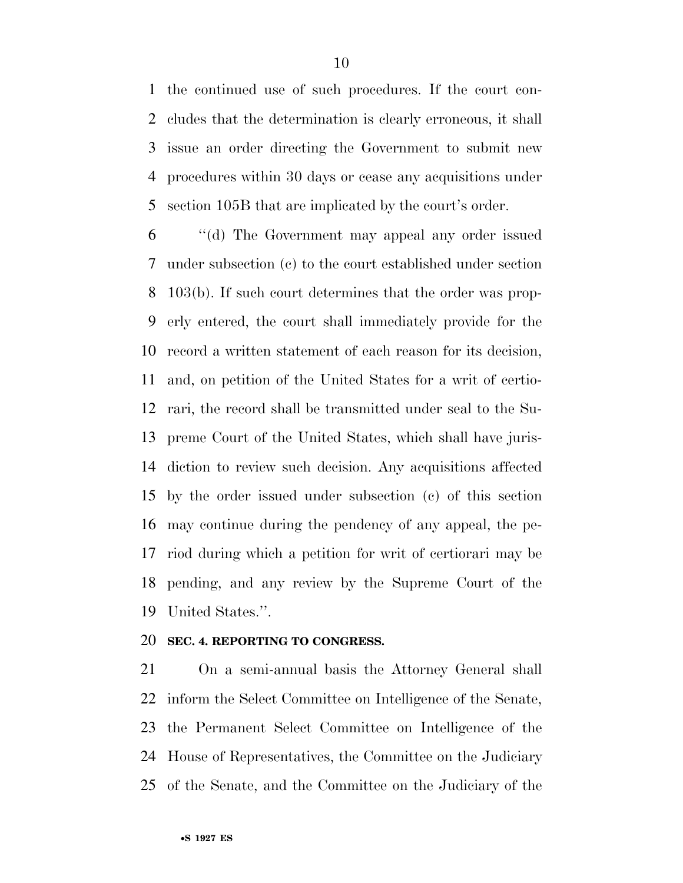the continued use of such procedures. If the court concludes that the determination is clearly erroneous, it shall issue an order directing the Government to submit new procedures within 30 days or cease any acquisitions under section 105B that are implicated by the court's order.

''(d) The Government may appeal any order issued under subsection (c) to the court established under section 103(b). If such court determines that the order was properly entered, the court shall immediately provide for the record a written statement of each reason for its decision, and, on petition of the United States for a writ of certiorari, the record shall be transmitted under seal to the Supreme Court of the United States, which shall have jurisdiction to review such decision. Any acquisitions affected by the order issued under subsection (c) of this section may continue during the pendency of any appeal, the period during which a petition for writ of certiorari may be pending, and any review by the Supreme Court of the United States.''.

**SEC. 4. REPORTING TO CONGRESS.**

On a semi-annual basis the Attorney General shall inform the Select Committee on Intelligence of the Senate, the Permanent Select Committee on Intelligence of the House of Representatives, the Committee on the Judiciary of the Senate, and the Committee on the Judiciary of the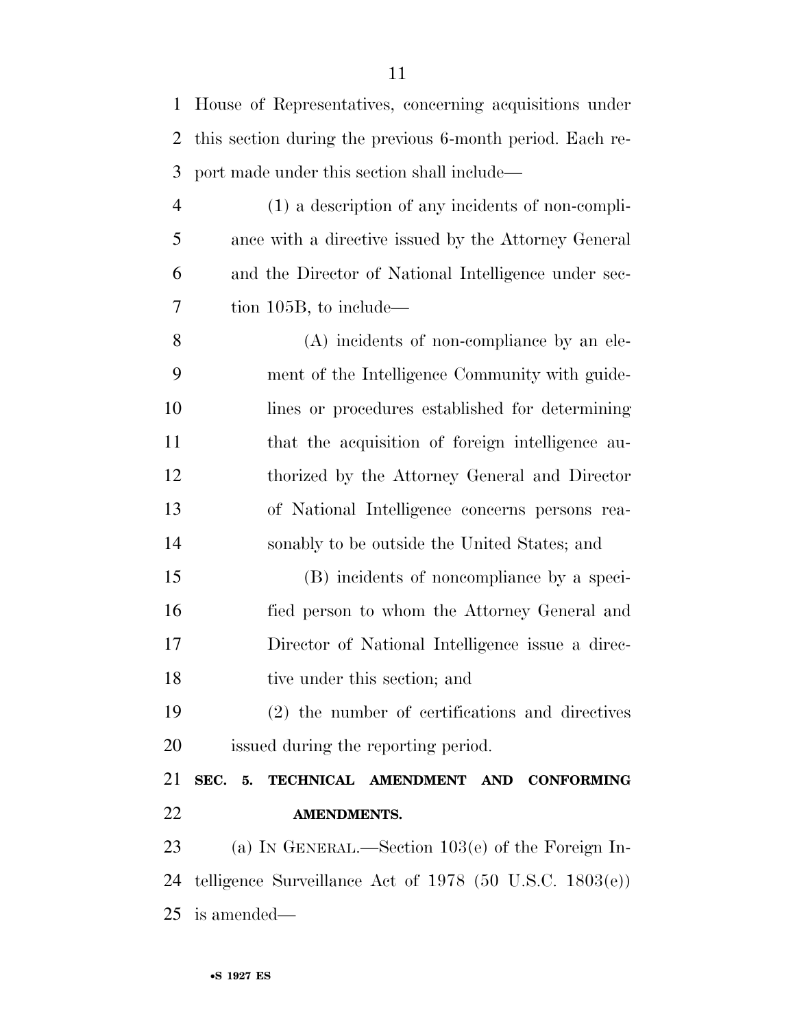House of Representatives, concerning acquisitions under this section during the previous 6-month period. Each report made under this section shall include—

(1) a description of any incidents of non-compliance with a directive issued by the Attorney General and the Director of National Intelligence under section 105B, to include—

(A) incidents of non-compliance by an element of the Intelligence Community with guidelines or procedures established for determining that the acquisition of foreign intelligence authorized by the Attorney General and Director of National Intelligence concerns persons reasonably to be outside the United States; and

(B) incidents of noncompliance by a specified person to whom the Attorney General and Director of National Intelligence issue a directive under this section; and

(2) the number of certifications and directives issued during the reporting period.

## SEC. 5. TECHNICAL AMENDMENT AND CONFORMING AMENDMENTS.

(a) IN GENERAL.—Section 103(e) of the Foreign Intelligence Surveillance Act of 1978 (50 U.S.C. 1803(e)) is amended—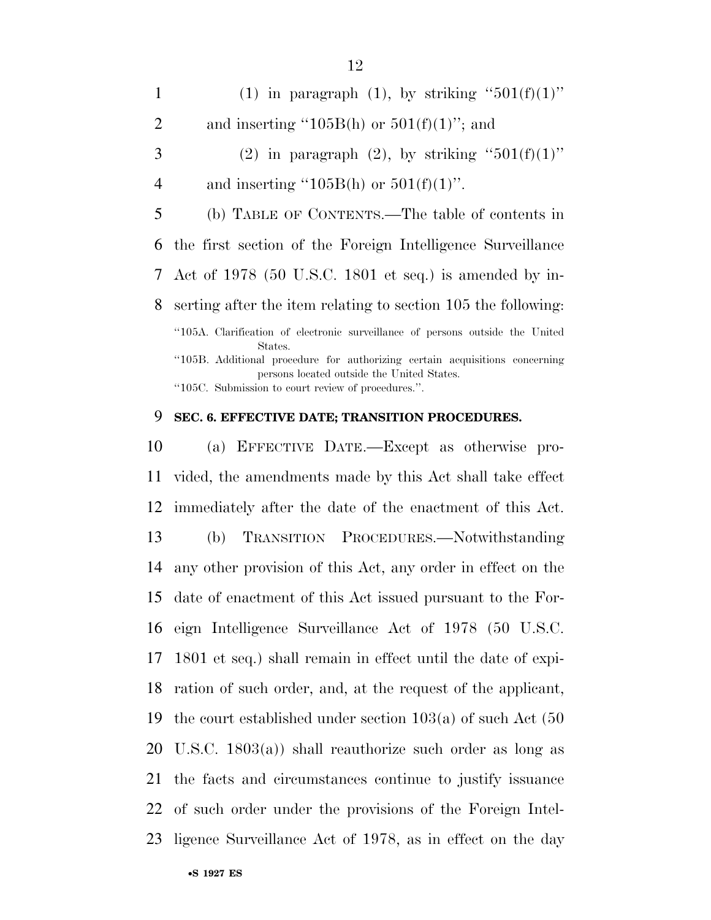(1) in paragraph (1), by striking "501(f)(1)" and inserting "105B(h) or 501(f)(1)"; and

(2) in paragraph (2), by striking "501(f)(1)" and inserting "105B(h) or 501(f)(1)".

(b) TABLE OF CONTENTS.—The table of contents in the first section of the Foreign Intelligence Surveillance Act of 1978 (50 U.S.C. 1801 et seq.) is amended by inserting after the item relating to section 105 the following:

"105A. Clarification of electronic surveillance of persons outside the United States.

"105B. Additional procedure for authorizing certain acquisitions concerning persons located outside the United States.

"105C. Submission to court review of procedures.".

**SEC. 6. EFFECTIVE DATE; TRANSITION PROCEDURES.**

(a) EFFECTIVE DATE.—Except as otherwise provided, the amendments made by this Act shall take effect immediately after the date of the enactment of this Act.

(b) TRANSITION PROCEDURES.—Notwithstanding any other provision of this Act, any order in effect on the date of enactment of this Act issued pursuant to the Foreign Intelligence Surveillance Act of 1978 (50 U.S.C. 1801 et seq.) shall remain in effect until the date of expiration of such order, and, at the request of the applicant, the court established under section 103(a) of such Act (50 U.S.C. 1803(a)) shall reauthorize such order as long as the facts and circumstances continue to justify issuance of such order under the provisions of the Foreign Intelligence Surveillance Act of 1978, as in effect on the day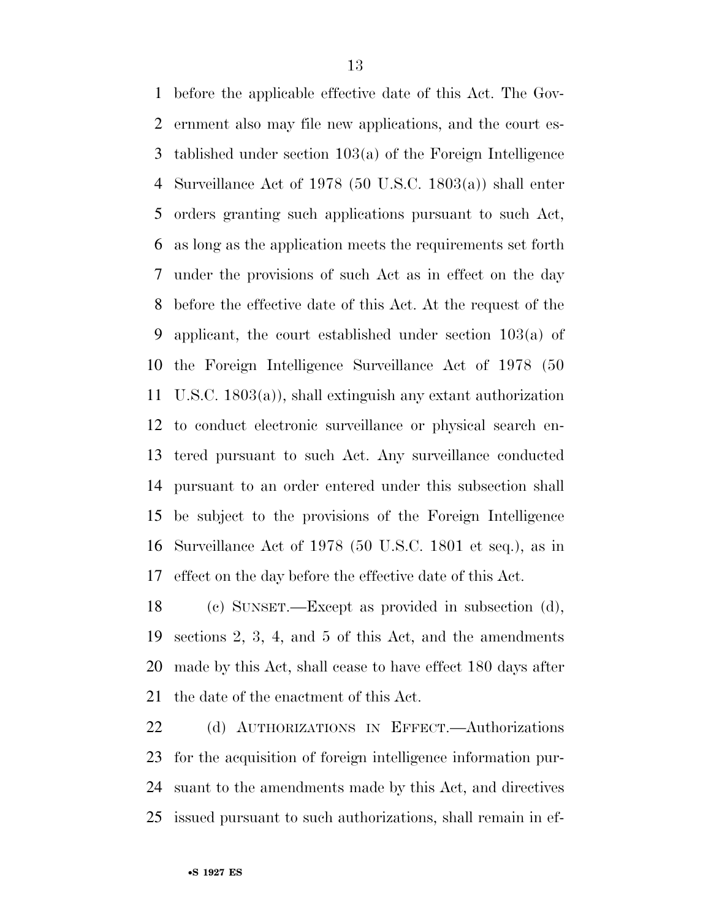before the applicable effective date of this Act. The Government also may file new applications, and the court established under section 103(a) of the Foreign Intelligence Surveillance Act of 1978 (50 U.S.C. 1803(a)) shall enter orders granting such applications pursuant to such Act, as long as the application meets the requirements set forth under the provisions of such Act as in effect on the day before the effective date of this Act. At the request of the applicant, the court established under section 103(a) of the Foreign Intelligence Surveillance Act of 1978 (50 U.S.C. 1803(a)), shall extinguish any extant authorization to conduct electronic surveillance or physical search entered pursuant to such Act. Any surveillance conducted pursuant to an order entered under this subsection shall be subject to the provisions of the Foreign Intelligence Surveillance Act of 1978 (50 U.S.C. 1801 et seq.), as in effect on the day before the effective date of this Act.

(c) SUNSET.—Except as provided in subsection (d), sections 2, 3, 4, and 5 of this Act, and the amendments made by this Act, shall cease to have effect 180 days after the date of the enactment of this Act.

(d) AUTHORIZATIONS IN EFFECT.—Authorizations for the acquisition of foreign intelligence information pursuant to the amendments made by this Act, and directives issued pursuant to such authorizations, shall remain in ef-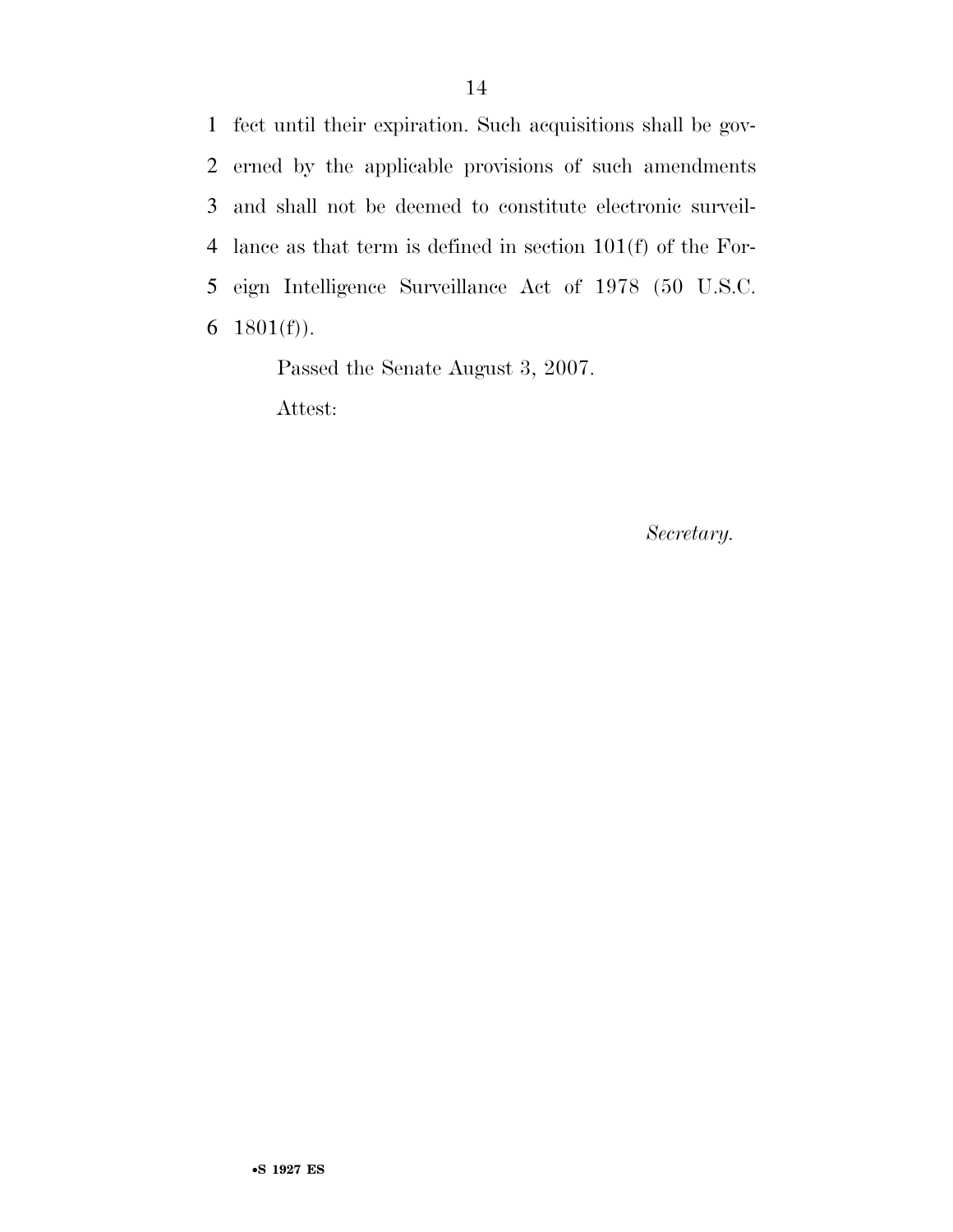fect until their expiration. Such acquisitions shall be governed by the applicable provisions of such amendments and shall not be deemed to constitute electronic surveillance as that term is defined in section 101(f) of the Foreign Intelligence Surveillance Act of 1978 (50 U.S.C. 1801(f)).

Passed the Senate August 3, 2007.

Attest:

*Secretary.*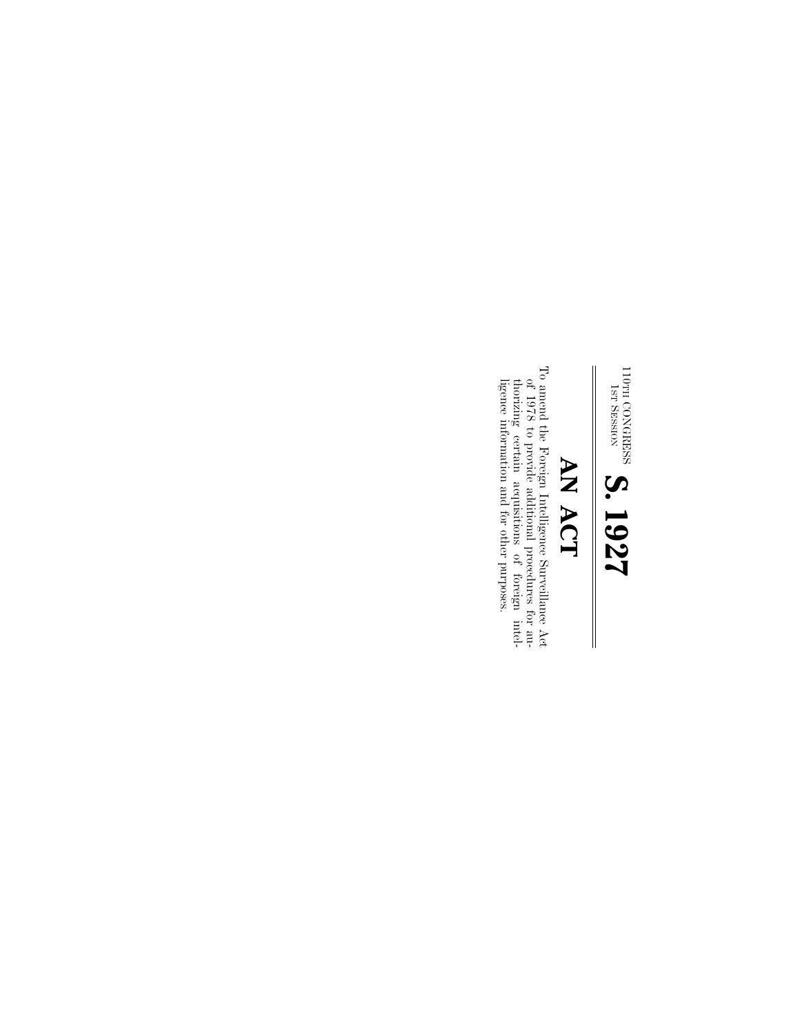110TH CONGRESS
1ST SESSION

# S. 1927

---

# AN ACT

To amend the Foreign Intelligence Surveillance Act of 1978 to provide additional procedures for authorizing certain acquisitions of foreign intelligence information and for other purposes.